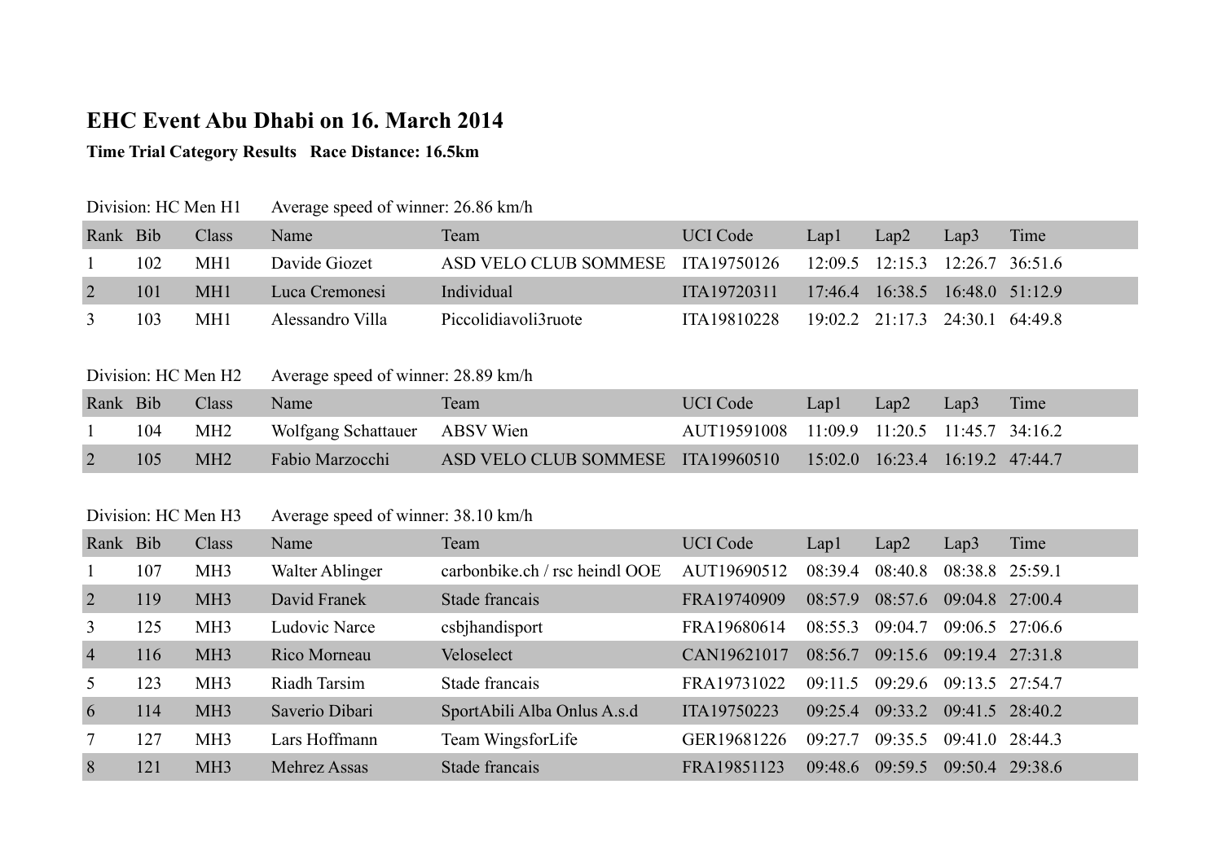# EHC Event Abu Dhabi on 16. March 2014

**Time Trial Category Results   Race Distance: 16.5km**

Division: HC Men H1     Average speed of winner: 26.86 km/h

| Rank | Bib | Class | Name | Team | UCI Code | Lap1 | Lap2 | Lap3 | Time |
|---|---|---|---|---|---|---|---|---|---|
| 1 | 102 | MH1 | Davide Giozet | ASD VELO CLUB SOMMESE | ITA19750126 | 12:09.5 | 12:15.3 | 12:26.7 | 36:51.6 |
| 2 | 101 | MH1 | Luca Cremonesi | Individual | ITA19720311 | 17:46.4 | 16:38.5 | 16:48.0 | 51:12.9 |
| 3 | 103 | MH1 | Alessandro Villa | Piccolidiavoli3ruote | ITA19810228 | 19:02.2 | 21:17.3 | 24:30.1 | 64:49.8 |

Division: HC Men H2     Average speed of winner: 28.89 km/h

| Rank | Bib | Class | Name | Team | UCI Code | Lap1 | Lap2 | Lap3 | Time |
|---|---|---|---|---|---|---|---|---|---|
| 1 | 104 | MH2 | Wolfgang Schattauer | ABSV Wien | AUT19591008 | 11:09.9 | 11:20.5 | 11:45.7 | 34:16.2 |
| 2 | 105 | MH2 | Fabio Marzocchi | ASD VELO CLUB SOMMESE | ITA19960510 | 15:02.0 | 16:23.4 | 16:19.2 | 47:44.7 |

Division: HC Men H3     Average speed of winner: 38.10 km/h

| Rank | Bib | Class | Name | Team | UCI Code | Lap1 | Lap2 | Lap3 | Time |
|---|---|---|---|---|---|---|---|---|---|
| 1 | 107 | MH3 | Walter Ablinger | carbonbike.ch / rsc heindl OOE | AUT19690512 | 08:39.4 | 08:40.8 | 08:38.8 | 25:59.1 |
| 2 | 119 | MH3 | David Franek | Stade francais | FRA19740909 | 08:57.9 | 08:57.6 | 09:04.8 | 27:00.4 |
| 3 | 125 | MH3 | Ludovic Narce | csbjhandisport | FRA19680614 | 08:55.3 | 09:04.7 | 09:06.5 | 27:06.6 |
| 4 | 116 | MH3 | Rico Morneau | Veloselect | CAN19621017 | 08:56.7 | 09:15.6 | 09:19.4 | 27:31.8 |
| 5 | 123 | MH3 | Riadh Tarsim | Stade francais | FRA19731022 | 09:11.5 | 09:29.6 | 09:13.5 | 27:54.7 |
| 6 | 114 | MH3 | Saverio Dibari | SportAbili Alba Onlus A.s.d | ITA19750223 | 09:25.4 | 09:33.2 | 09:41.5 | 28:40.2 |
| 7 | 127 | MH3 | Lars Hoffmann | Team WingsforLife | GER19681226 | 09:27.7 | 09:35.5 | 09:41.0 | 28:44.3 |
| 8 | 121 | MH3 | Mehrez Assas | Stade francais | FRA19851123 | 09:48.6 | 09:59.5 | 09:50.4 | 29:38.6 |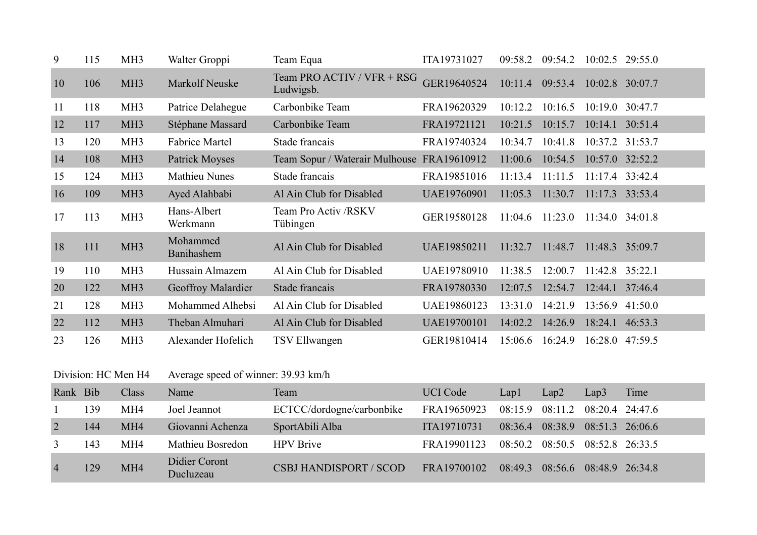| | | | | | | | | | |
|---|---|---|---|---|---|---|---|---|---|
| 9 | 115 | MH3 | Walter Groppi | Team Equa | ITA19731027 | 09:58.2 | 09:54.2 | 10:02.5 | 29:55.0 |
| 10 | 106 | MH3 | Markolf Neuske | Team PRO ACTIV / VFR + RSG Ludwigsb. | GER19640524 | 10:11.4 | 09:53.4 | 10:02.8 | 30:07.7 |
| 11 | 118 | MH3 | Patrice Delahegue | Carbonbike Team | FRA19620329 | 10:12.2 | 10:16.5 | 10:19.0 | 30:47.7 |
| 12 | 117 | MH3 | Stéphane Massard | Carbonbike Team | FRA19721121 | 10:21.5 | 10:15.7 | 10:14.1 | 30:51.4 |
| 13 | 120 | MH3 | Fabrice Martel | Stade francais | FRA19740324 | 10:34.7 | 10:41.8 | 10:37.2 | 31:53.7 |
| 14 | 108 | MH3 | Patrick Moyses | Team Sopur / Waterair Mulhouse | FRA19610912 | 11:00.6 | 10:54.5 | 10:57.0 | 32:52.2 |
| 15 | 124 | MH3 | Mathieu Nunes | Stade francais | FRA19851016 | 11:13.4 | 11:11.5 | 11:17.4 | 33:42.4 |
| 16 | 109 | MH3 | Ayed Alahbabi | Al Ain Club for Disabled | UAE19760901 | 11:05.3 | 11:30.7 | 11:17.3 | 33:53.4 |
| 17 | 113 | MH3 | Hans-Albert Werkmann | Team Pro Activ /RSKV Tübingen | GER19580128 | 11:04.6 | 11:23.0 | 11:34.0 | 34:01.8 |
| 18 | 111 | MH3 | Mohammed Banihashem | Al Ain Club for Disabled | UAE19850211 | 11:32.7 | 11:48.7 | 11:48.3 | 35:09.7 |
| 19 | 110 | MH3 | Hussain Almazem | Al Ain Club for Disabled | UAE19780910 | 11:38.5 | 12:00.7 | 11:42.8 | 35:22.1 |
| 20 | 122 | MH3 | Geoffroy Malardier | Stade francais | FRA19780330 | 12:07.5 | 12:54.7 | 12:44.1 | 37:46.4 |
| 21 | 128 | MH3 | Mohammed Alhebsi | Al Ain Club for Disabled | UAE19860123 | 13:31.0 | 14:21.9 | 13:56.9 | 41:50.0 |
| 22 | 112 | MH3 | Theban Almuhari | Al Ain Club for Disabled | UAE19700101 | 14:02.2 | 14:26.9 | 18:24.1 | 46:53.3 |
| 23 | 126 | MH3 | Alexander Hofelich | TSV Ellwangen | GER19810414 | 15:06.6 | 16:24.9 | 16:28.0 | 47:59.5 |

Division: HC Men H4 — Average speed of winner: 39.93 km/h

| Rank | Bib | Class | Name | Team | UCI Code | Lap1 | Lap2 | Lap3 | Time |
|---|---|---|---|---|---|---|---|---|---|
| 1 | 139 | MH4 | Joel Jeannot | ECTCC/dordogne/carbonbike | FRA19650923 | 08:15.9 | 08:11.2 | 08:20.4 | 24:47.6 |
| 2 | 144 | MH4 | Giovanni Achenza | SportAbili Alba | ITA19710731 | 08:36.4 | 08:38.9 | 08:51.3 | 26:06.6 |
| 3 | 143 | MH4 | Mathieu Bosredon | HPV Brive | FRA19901123 | 08:50.2 | 08:50.5 | 08:52.8 | 26:33.5 |
| 4 | 129 | MH4 | Didier Coront Ducluzeau | CSBJ HANDISPORT / SCOD | FRA19700102 | 08:49.3 | 08:56.6 | 08:48.9 | 26:34.8 |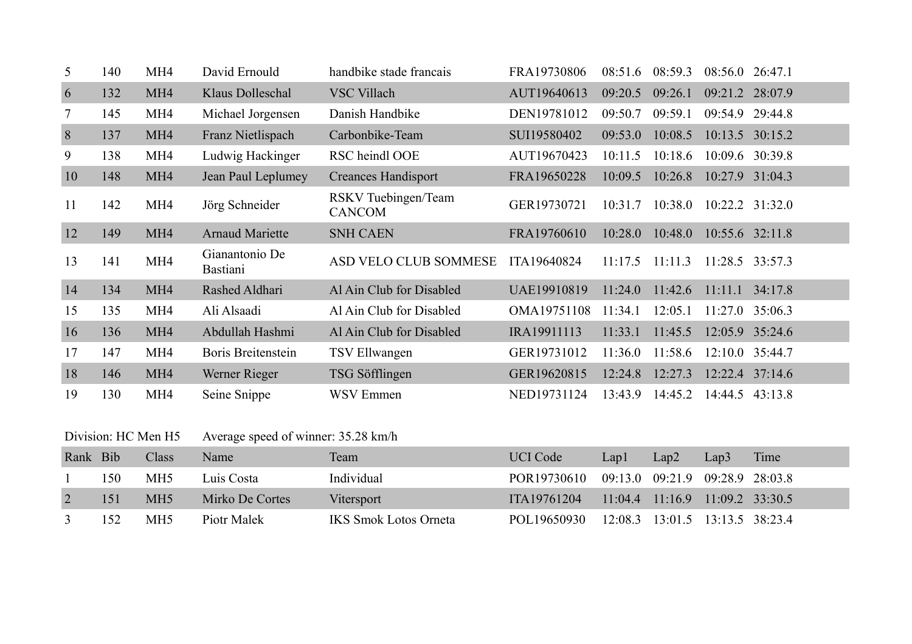| 5 | 140 | MH4 | David Ernould | handbike stade francais | FRA19730806 | 08:51.6 | 08:59.3 | 08:56.0 | 26:47.1 |
|---|---|---|---|---|---|---|---|---|---|
| 6 | 132 | MH4 | Klaus Dolleschal | VSC Villach | AUT19640613 | 09:20.5 | 09:26.1 | 09:21.2 | 28:07.9 |
| 7 | 145 | MH4 | Michael Jorgensen | Danish Handbike | DEN19781012 | 09:50.7 | 09:59.1 | 09:54.9 | 29:44.8 |
| 8 | 137 | MH4 | Franz Nietlispach | Carbonbike-Team | SUI19580402 | 09:53.0 | 10:08.5 | 10:13.5 | 30:15.2 |
| 9 | 138 | MH4 | Ludwig Hackinger | RSC heindl OOE | AUT19670423 | 10:11.5 | 10:18.6 | 10:09.6 | 30:39.8 |
| 10 | 148 | MH4 | Jean Paul Leplumey | Creances Handisport | FRA19650228 | 10:09.5 | 10:26.8 | 10:27.9 | 31:04.3 |
| 11 | 142 | MH4 | Jörg Schneider | RSKV Tuebingen/Team CANCOM | GER19730721 | 10:31.7 | 10:38.0 | 10:22.2 | 31:32.0 |
| 12 | 149 | MH4 | Arnaud Mariette | SNH CAEN | FRA19760610 | 10:28.0 | 10:48.0 | 10:55.6 | 32:11.8 |
| 13 | 141 | MH4 | Gianantonio De Bastiani | ASD VELO CLUB SOMMESE | ITA19640824 | 11:17.5 | 11:11.3 | 11:28.5 | 33:57.3 |
| 14 | 134 | MH4 | Rashed Aldhari | Al Ain Club for Disabled | UAE19910819 | 11:24.0 | 11:42.6 | 11:11.1 | 34:17.8 |
| 15 | 135 | MH4 | Ali Alsaadi | Al Ain Club for Disabled | OMA19751108 | 11:34.1 | 12:05.1 | 11:27.0 | 35:06.3 |
| 16 | 136 | MH4 | Abdullah Hashmi | Al Ain Club for Disabled | IRA19911113 | 11:33.1 | 11:45.5 | 12:05.9 | 35:24.6 |
| 17 | 147 | MH4 | Boris Breitenstein | TSV Ellwangen | GER19731012 | 11:36.0 | 11:58.6 | 12:10.0 | 35:44.7 |
| 18 | 146 | MH4 | Werner Rieger | TSG Söfflingen | GER19620815 | 12:24.8 | 12:27.3 | 12:22.4 | 37:14.6 |
| 19 | 130 | MH4 | Seine Snippe | WSV Emmen | NED19731124 | 13:43.9 | 14:45.2 | 14:44.5 | 43:13.8 |

Division: HC Men H5 Average speed of winner: 35.28 km/h

| Rank | Bib | Class | Name | Team | UCI Code | Lap1 | Lap2 | Lap3 | Time |
|---|---|---|---|---|---|---|---|---|---|
| 1 | 150 | MH5 | Luis Costa | Individual | POR19730610 | 09:13.0 | 09:21.9 | 09:28.9 | 28:03.8 |
| 2 | 151 | MH5 | Mirko De Cortes | Vitersport | ITA19761204 | 11:04.4 | 11:16.9 | 11:09.2 | 33:30.5 |
| 3 | 152 | MH5 | Piotr Malek | IKS Smok Lotos Orneta | POL19650930 | 12:08.3 | 13:01.5 | 13:13.5 | 38:23.4 |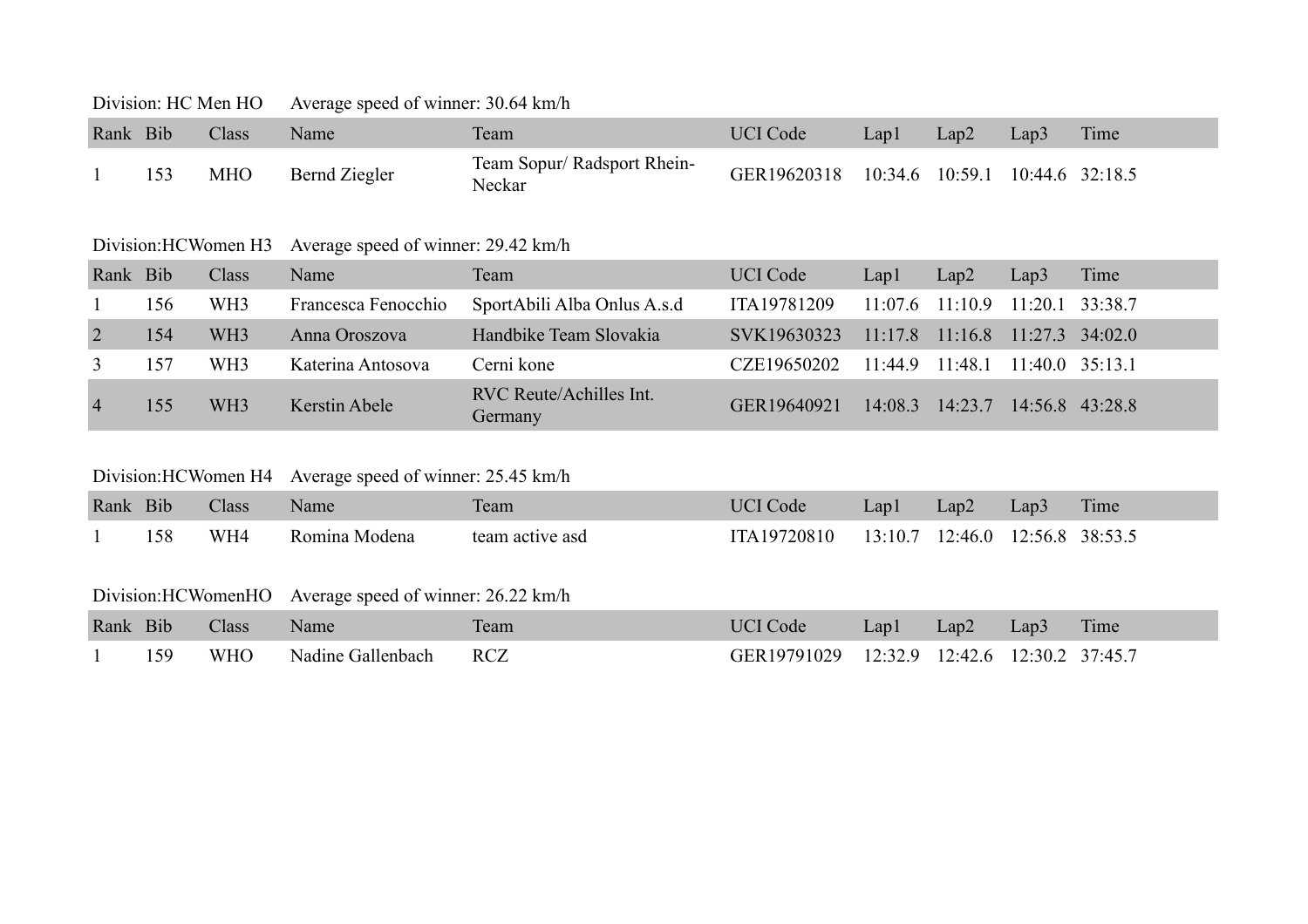Division: HC Men HO Average speed of winner: 30.64 km/h

| Rank | Bib | Class | Name | Team | UCI Code | Lap1 | Lap2 | Lap3 | Time |
|---|---|---|---|---|---|---|---|---|---|
| 1 | 153 | MHO | Bernd Ziegler | Team Sopur/ Radsport Rhein-Neckar | GER19620318 | 10:34.6 | 10:59.1 | 10:44.6 | 32:18.5 |

Division:HCWomen H3 Average speed of winner: 29.42 km/h

| Rank | Bib | Class | Name | Team | UCI Code | Lap1 | Lap2 | Lap3 | Time |
|---|---|---|---|---|---|---|---|---|---|
| 1 | 156 | WH3 | Francesca Fenocchio | SportAbili Alba Onlus A.s.d | ITA19781209 | 11:07.6 | 11:10.9 | 11:20.1 | 33:38.7 |
| 2 | 154 | WH3 | Anna Oroszova | Handbike Team Slovakia | SVK19630323 | 11:17.8 | 11:16.8 | 11:27.3 | 34:02.0 |
| 3 | 157 | WH3 | Katerina Antosova | Cerni kone | CZE19650202 | 11:44.9 | 11:48.1 | 11:40.0 | 35:13.1 |
| 4 | 155 | WH3 | Kerstin Abele | RVC Reute/Achilles Int. Germany | GER19640921 | 14:08.3 | 14:23.7 | 14:56.8 | 43:28.8 |

Division:HCWomen H4 Average speed of winner: 25.45 km/h

| Rank | Bib | Class | Name | Team | UCI Code | Lap1 | Lap2 | Lap3 | Time |
|---|---|---|---|---|---|---|---|---|---|
| 1 | 158 | WH4 | Romina Modena | team active asd | ITA19720810 | 13:10.7 | 12:46.0 | 12:56.8 | 38:53.5 |

Division:HCWomenHO Average speed of winner: 26.22 km/h

| Rank | Bib | Class | Name | Team | UCI Code | Lap1 | Lap2 | Lap3 | Time |
|---|---|---|---|---|---|---|---|---|---|
| 1 | 159 | WHO | Nadine Gallenbach | RCZ | GER19791029 | 12:32.9 | 12:42.6 | 12:30.2 | 37:45.7 |